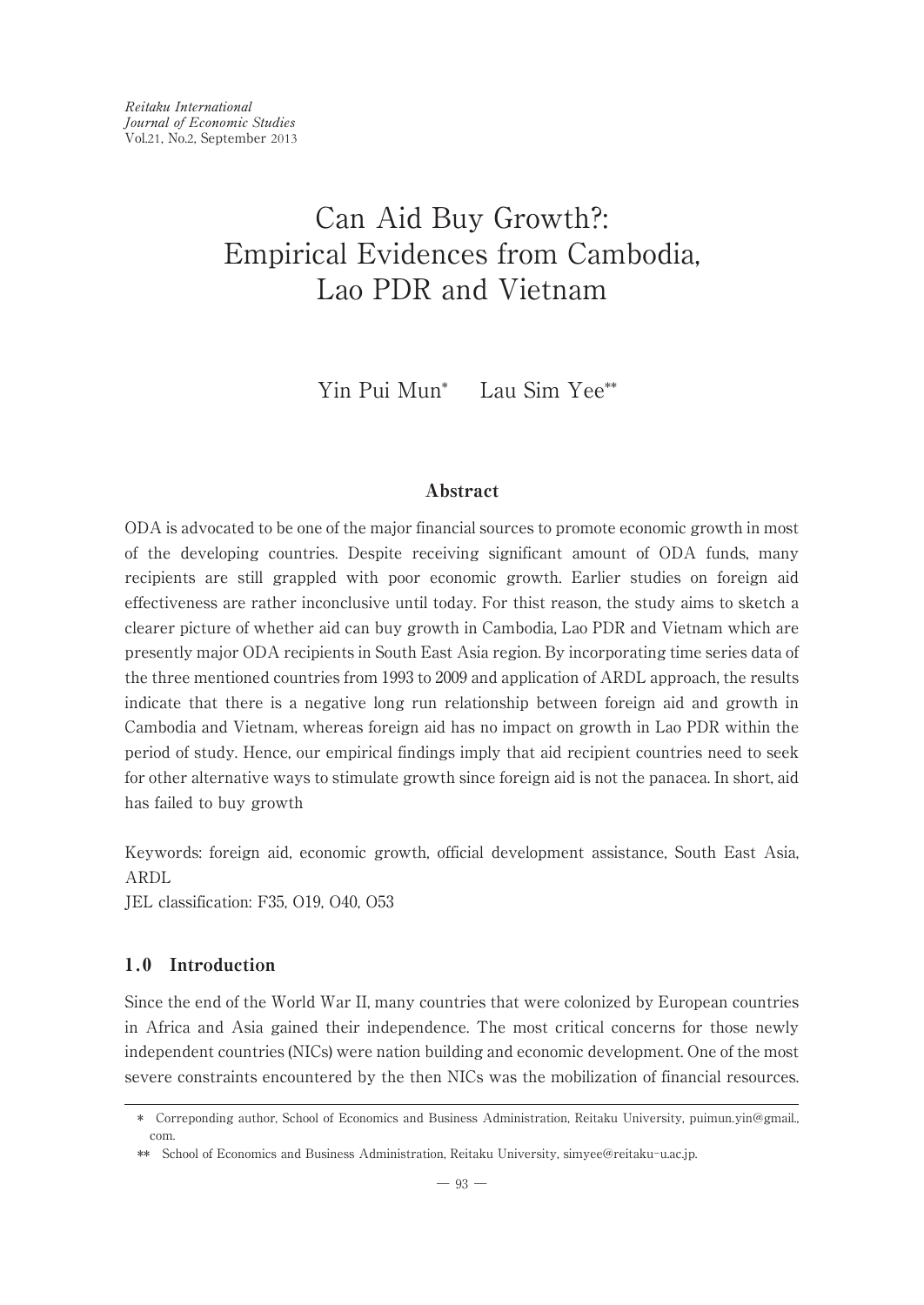*Reitaku International Journal of Economic Studies*
Vol.21, No.2, September 2013

# Can Aid Buy Growth?: Empirical Evidences from Cambodia, Lao PDR and Vietnam

Yin Pui Mun* Lau Sim Yee**

## Abstract

ODA is advocated to be one of the major financial sources to promote economic growth in most of the developing countries. Despite receiving significant amount of ODA funds, many recipients are still grappled with poor economic growth. Earlier studies on foreign aid effectiveness are rather inconclusive until today. For thist reason, the study aims to sketch a clearer picture of whether aid can buy growth in Cambodia, Lao PDR and Vietnam which are presently major ODA recipients in South East Asia region. By incorporating time series data of the three mentioned countries from 1993 to 2009 and application of ARDL approach, the results indicate that there is a negative long run relationship between foreign aid and growth in Cambodia and Vietnam, whereas foreign aid has no impact on growth in Lao PDR within the period of study. Hence, our empirical findings imply that aid recipient countries need to seek for other alternative ways to stimulate growth since foreign aid is not the panacea. In short, aid has failed to buy growth

Keywords: foreign aid, economic growth, official development assistance, South East Asia, ARDL
JEL classification: F35, O19, O40, O53

## 1.0 Introduction

Since the end of the World War II, many countries that were colonized by European countries in Africa and Asia gained their independence. The most critical concerns for those newly independent countries (NICs) were nation building and economic development. One of the most severe constraints encountered by the then NICs was the mobilization of financial resources.

---

\* Correponding author, School of Economics and Business Administration, Reitaku University, puimun.yin@gmail., com.

\*\* School of Economics and Business Administration, Reitaku University, simyee@reitaku-u.ac.jp.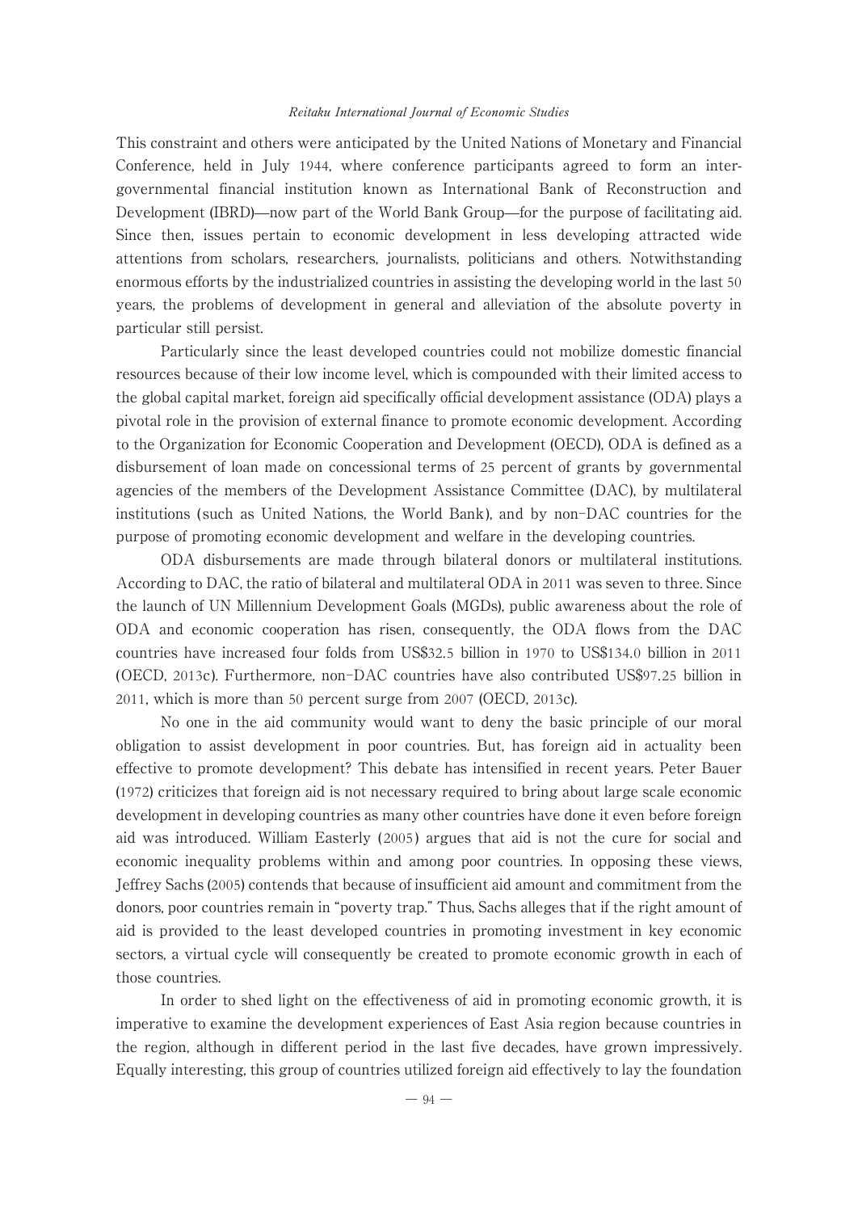This constraint and others were anticipated by the United Nations of Monetary and Financial Conference, held in July 1944, where conference participants agreed to form an inter-governmental financial institution known as International Bank of Reconstruction and Development (IBRD)—now part of the World Bank Group—for the purpose of facilitating aid. Since then, issues pertain to economic development in less developing attracted wide attentions from scholars, researchers, journalists, politicians and others. Notwithstanding enormous efforts by the industrialized countries in assisting the developing world in the last 50 years, the problems of development in general and alleviation of the absolute poverty in particular still persist.

Particularly since the least developed countries could not mobilize domestic financial resources because of their low income level, which is compounded with their limited access to the global capital market, foreign aid specifically official development assistance (ODA) plays a pivotal role in the provision of external finance to promote economic development. According to the Organization for Economic Cooperation and Development (OECD), ODA is defined as a disbursement of loan made on concessional terms of 25 percent of grants by governmental agencies of the members of the Development Assistance Committee (DAC), by multilateral institutions (such as United Nations, the World Bank), and by non-DAC countries for the purpose of promoting economic development and welfare in the developing countries.

ODA disbursements are made through bilateral donors or multilateral institutions. According to DAC, the ratio of bilateral and multilateral ODA in 2011 was seven to three. Since the launch of UN Millennium Development Goals (MGDs), public awareness about the role of ODA and economic cooperation has risen, consequently, the ODA flows from the DAC countries have increased four folds from US$32.5 billion in 1970 to US$134.0 billion in 2011 (OECD, 2013c). Furthermore, non-DAC countries have also contributed US$97.25 billion in 2011, which is more than 50 percent surge from 2007 (OECD, 2013c).

No one in the aid community would want to deny the basic principle of our moral obligation to assist development in poor countries. But, has foreign aid in actuality been effective to promote development? This debate has intensified in recent years. Peter Bauer (1972) criticizes that foreign aid is not necessary required to bring about large scale economic development in developing countries as many other countries have done it even before foreign aid was introduced. William Easterly (2005) argues that aid is not the cure for social and economic inequality problems within and among poor countries. In opposing these views, Jeffrey Sachs (2005) contends that because of insufficient aid amount and commitment from the donors, poor countries remain in "poverty trap." Thus, Sachs alleges that if the right amount of aid is provided to the least developed countries in promoting investment in key economic sectors, a virtual cycle will consequently be created to promote economic growth in each of those countries.

In order to shed light on the effectiveness of aid in promoting economic growth, it is imperative to examine the development experiences of East Asia region because countries in the region, although in different period in the last five decades, have grown impressively. Equally interesting, this group of countries utilized foreign aid effectively to lay the foundation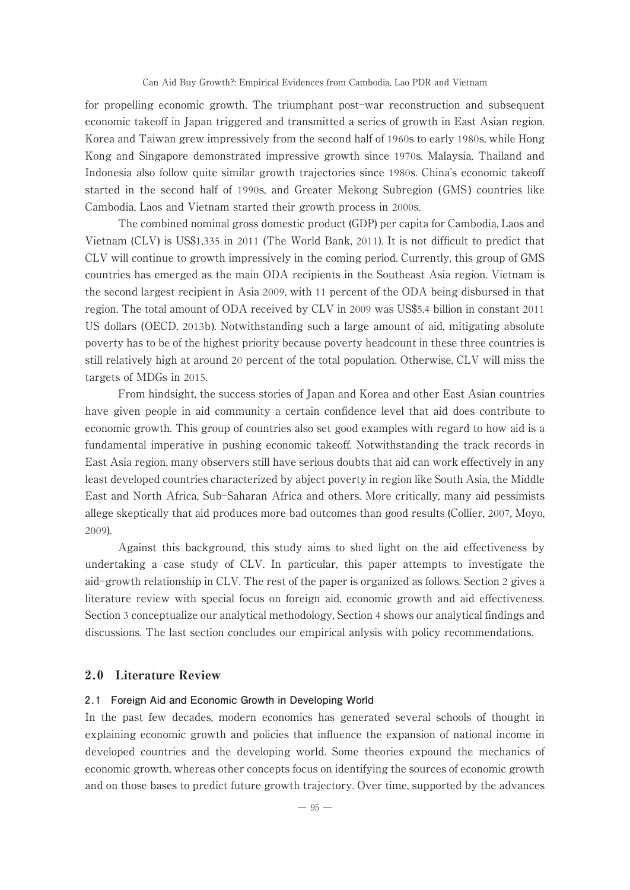for propelling economic growth. The triumphant post-war reconstruction and subsequent economic takeoff in Japan triggered and transmitted a series of growth in East Asian region. Korea and Taiwan grew impressively from the second half of 1960s to early 1980s, while Hong Kong and Singapore demonstrated impressive growth since 1970s. Malaysia, Thailand and Indonesia also follow quite similar growth trajectories since 1980s. China's economic takeoff started in the second half of 1990s, and Greater Mekong Subregion (GMS) countries like Cambodia, Laos and Vietnam started their growth process in 2000s.

The combined nominal gross domestic product (GDP) per capita for Cambodia, Laos and Vietnam (CLV) is US$1,335 in 2011 (The World Bank, 2011). It is not difficult to predict that CLV will continue to growth impressively in the coming period. Currently, this group of GMS countries has emerged as the main ODA recipients in the Southeast Asia region. Vietnam is the second largest recipient in Asia 2009, with 11 percent of the ODA being disbursed in that region. The total amount of ODA received by CLV in 2009 was US$5.4 billion in constant 2011 US dollars (OECD, 2013b). Notwithstanding such a large amount of aid, mitigating absolute poverty has to be of the highest priority because poverty headcount in these three countries is still relatively high at around 20 percent of the total population. Otherwise, CLV will miss the targets of MDGs in 2015.

From hindsight, the success stories of Japan and Korea and other East Asian countries have given people in aid community a certain confidence level that aid does contribute to economic growth. This group of countries also set good examples with regard to how aid is a fundamental imperative in pushing economic takeoff. Notwithstanding the track records in East Asia region, many observers still have serious doubts that aid can work effectively in any least developed countries characterized by abject poverty in region like South Asia, the Middle East and North Africa, Sub-Saharan Africa and others. More critically, many aid pessimists allege skeptically that aid produces more bad outcomes than good results (Collier, 2007, Moyo, 2009).

Against this background, this study aims to shed light on the aid effectiveness by undertaking a case study of CLV. In particular, this paper attempts to investigate the aid-growth relationship in CLV. The rest of the paper is organized as follows. Section 2 gives a literature review with special focus on foreign aid, economic growth and aid effectiveness. Section 3 conceptualize our analytical methodology, Section 4 shows our analytical findings and discussions. The last section concludes our empirical anlysis with policy recommendations.

## 2.0 Literature Review

### 2.1 Foreign Aid and Economic Growth in Developing World

In the past few decades, modern economics has generated several schools of thought in explaining economic growth and policies that influence the expansion of national income in developed countries and the developing world. Some theories expound the mechanics of economic growth, whereas other concepts focus on identifying the sources of economic growth and on those bases to predict future growth trajectory. Over time, supported by the advances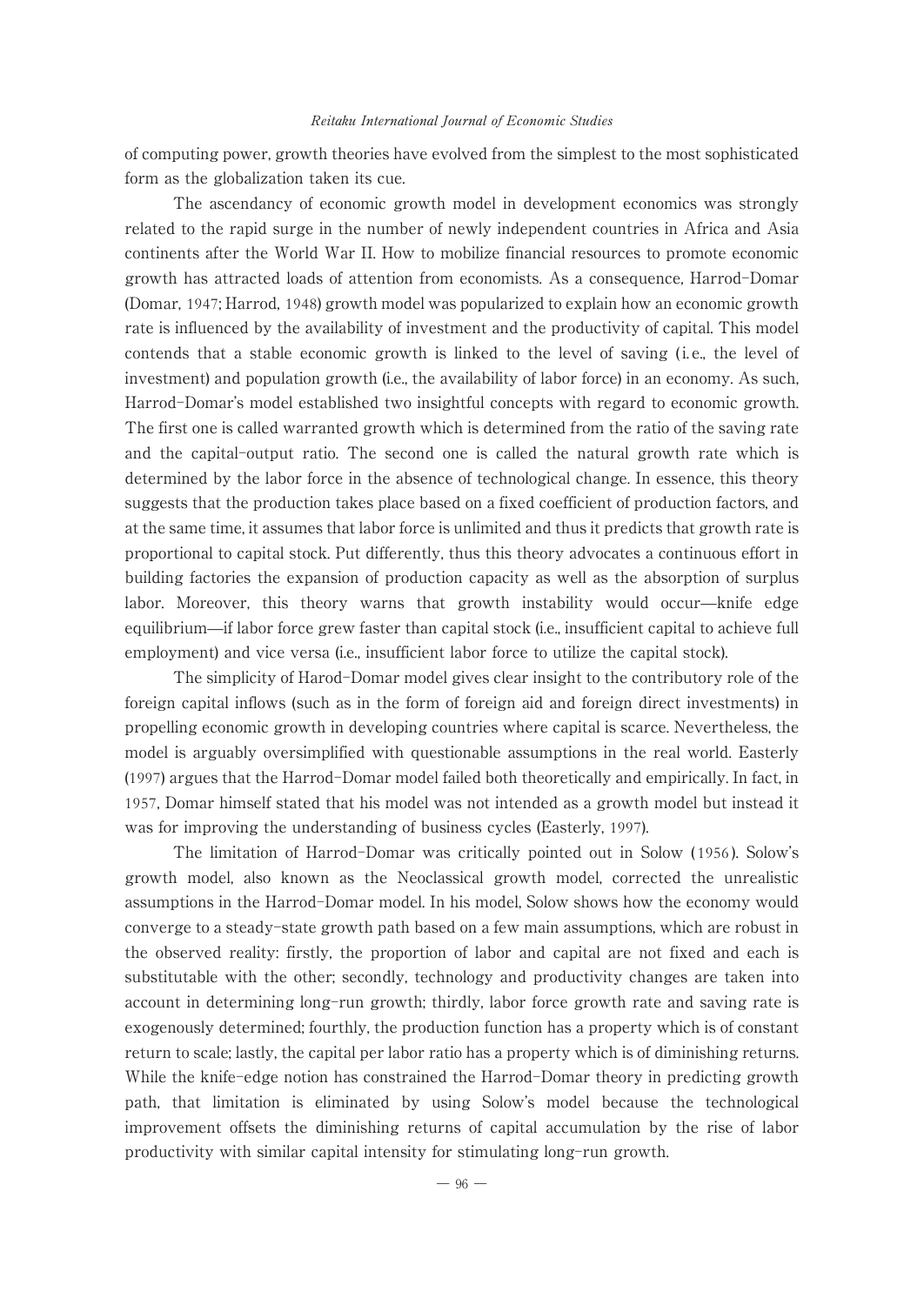of computing power, growth theories have evolved from the simplest to the most sophisticated form as the globalization taken its cue.

The ascendancy of economic growth model in development economics was strongly related to the rapid surge in the number of newly independent countries in Africa and Asia continents after the World War II. How to mobilize financial resources to promote economic growth has attracted loads of attention from economists. As a consequence, Harrod-Domar (Domar, 1947; Harrod, 1948) growth model was popularized to explain how an economic growth rate is influenced by the availability of investment and the productivity of capital. This model contends that a stable economic growth is linked to the level of saving (i.e., the level of investment) and population growth (i.e., the availability of labor force) in an economy. As such, Harrod-Domar's model established two insightful concepts with regard to economic growth. The first one is called warranted growth which is determined from the ratio of the saving rate and the capital-output ratio. The second one is called the natural growth rate which is determined by the labor force in the absence of technological change. In essence, this theory suggests that the production takes place based on a fixed coefficient of production factors, and at the same time, it assumes that labor force is unlimited and thus it predicts that growth rate is proportional to capital stock. Put differently, thus this theory advocates a continuous effort in building factories the expansion of production capacity as well as the absorption of surplus labor. Moreover, this theory warns that growth instability would occur—knife edge equilibrium—if labor force grew faster than capital stock (i.e., insufficient capital to achieve full employment) and vice versa (i.e., insufficient labor force to utilize the capital stock).

The simplicity of Harod-Domar model gives clear insight to the contributory role of the foreign capital inflows (such as in the form of foreign aid and foreign direct investments) in propelling economic growth in developing countries where capital is scarce. Nevertheless, the model is arguably oversimplified with questionable assumptions in the real world. Easterly (1997) argues that the Harrod-Domar model failed both theoretically and empirically. In fact, in 1957, Domar himself stated that his model was not intended as a growth model but instead it was for improving the understanding of business cycles (Easterly, 1997).

The limitation of Harrod-Domar was critically pointed out in Solow (1956). Solow's growth model, also known as the Neoclassical growth model, corrected the unrealistic assumptions in the Harrod-Domar model. In his model, Solow shows how the economy would converge to a steady-state growth path based on a few main assumptions, which are robust in the observed reality: firstly, the proportion of labor and capital are not fixed and each is substitutable with the other; secondly, technology and productivity changes are taken into account in determining long-run growth; thirdly, labor force growth rate and saving rate is exogenously determined; fourthly, the production function has a property which is of constant return to scale; lastly, the capital per labor ratio has a property which is of diminishing returns. While the knife-edge notion has constrained the Harrod-Domar theory in predicting growth path, that limitation is eliminated by using Solow's model because the technological improvement offsets the diminishing returns of capital accumulation by the rise of labor productivity with similar capital intensity for stimulating long-run growth.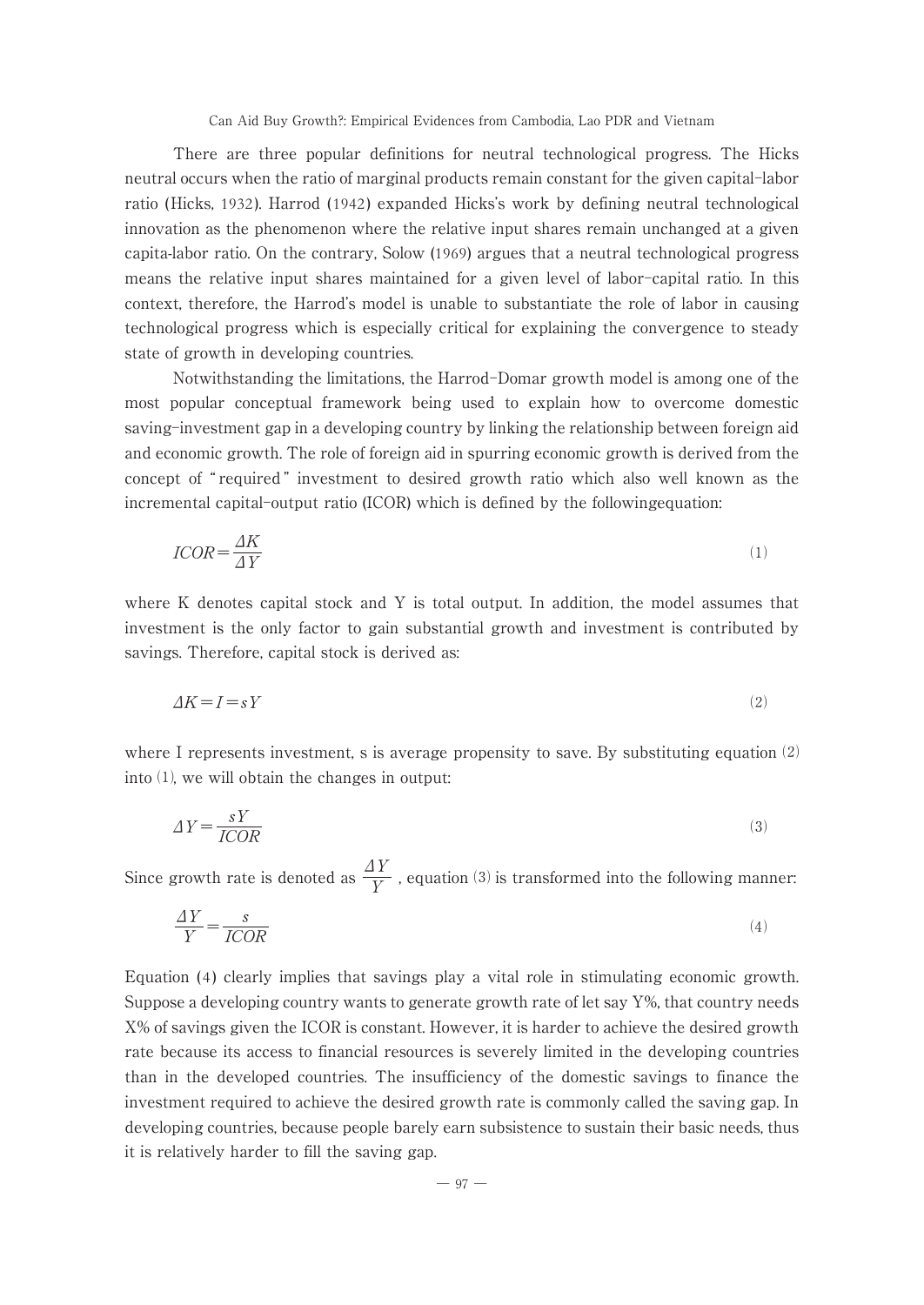There are three popular definitions for neutral technological progress. The Hicks neutral occurs when the ratio of marginal products remain constant for the given capital-labor ratio (Hicks, 1932). Harrod (1942) expanded Hicks's work by defining neutral technological innovation as the phenomenon where the relative input shares remain unchanged at a given capita-labor ratio. On the contrary, Solow (1969) argues that a neutral technological progress means the relative input shares maintained for a given level of labor-capital ratio. In this context, therefore, the Harrod's model is unable to substantiate the role of labor in causing technological progress which is especially critical for explaining the convergence to steady state of growth in developing countries.

Notwithstanding the limitations, the Harrod-Domar growth model is among one of the most popular conceptual framework being used to explain how to overcome domestic saving-investment gap in a developing country by linking the relationship between foreign aid and economic growth. The role of foreign aid in spurring economic growth is derived from the concept of "required" investment to desired growth ratio which also well known as the incremental capital-output ratio (ICOR) which is defined by the followingequation:

$$ICOR = \frac{\Delta K}{\Delta Y} \tag{1}$$

where K denotes capital stock and Y is total output. In addition, the model assumes that investment is the only factor to gain substantial growth and investment is contributed by savings. Therefore, capital stock is derived as:

$$\Delta K = I = sY \tag{2}$$

where I represents investment, s is average propensity to save. By substituting equation (2) into (1), we will obtain the changes in output:

$$\Delta Y = \frac{sY}{ICOR} \tag{3}$$

Since growth rate is denoted as $\frac{\Delta Y}{Y}$ , equation (3) is transformed into the following manner:

$$\frac{\Delta Y}{Y} = \frac{s}{ICOR} \tag{4}$$

Equation (4) clearly implies that savings play a vital role in stimulating economic growth. Suppose a developing country wants to generate growth rate of let say Y%, that country needs X% of savings given the ICOR is constant. However, it is harder to achieve the desired growth rate because its access to financial resources is severely limited in the developing countries than in the developed countries. The insufficiency of the domestic savings to finance the investment required to achieve the desired growth rate is commonly called the saving gap. In developing countries, because people barely earn subsistence to sustain their basic needs, thus it is relatively harder to fill the saving gap.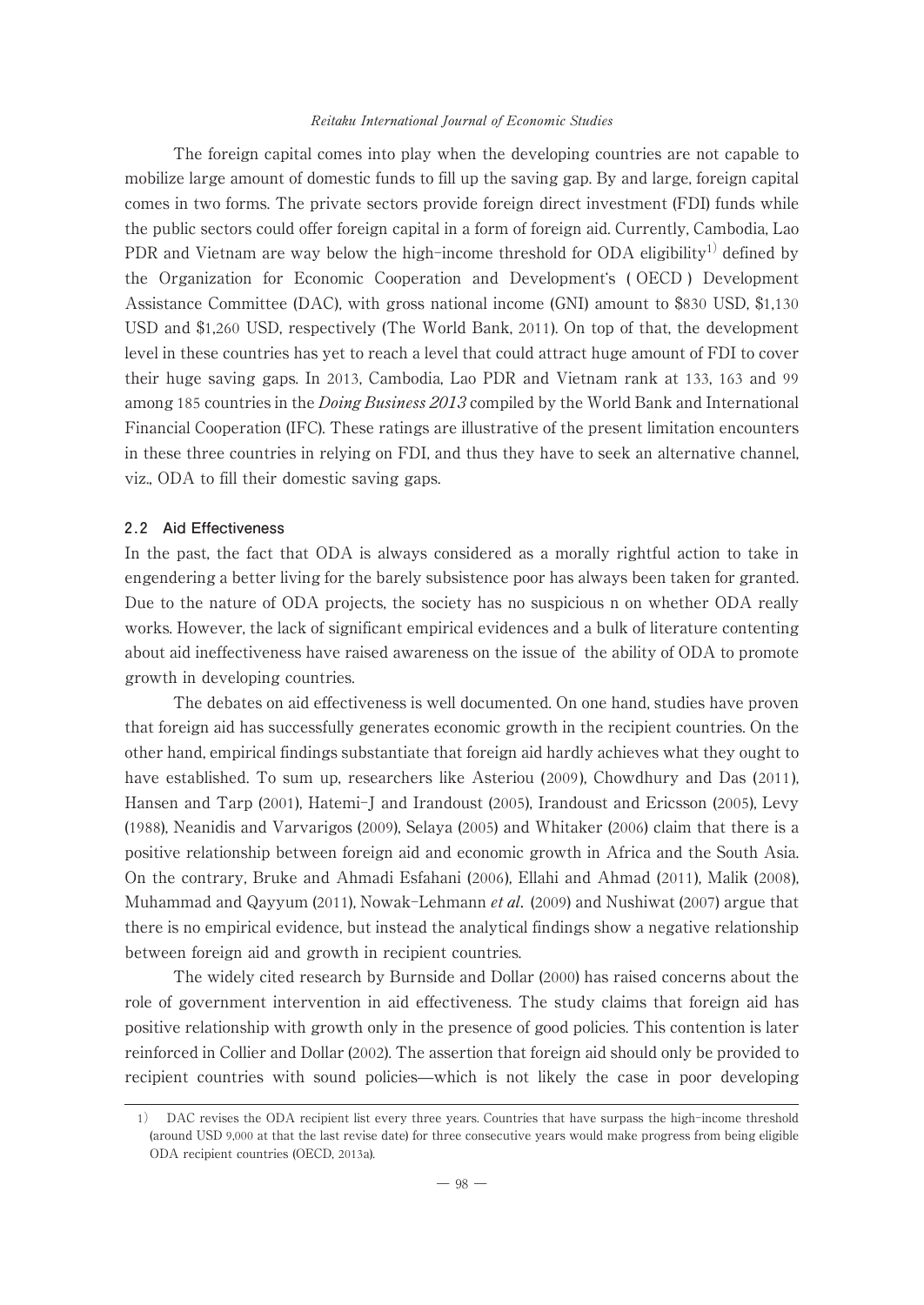The foreign capital comes into play when the developing countries are not capable to mobilize large amount of domestic funds to fill up the saving gap. By and large, foreign capital comes in two forms. The private sectors provide foreign direct investment (FDI) funds while the public sectors could offer foreign capital in a form of foreign aid. Currently, Cambodia, Lao PDR and Vietnam are way below the high-income threshold for ODA eligibility[1] defined by the Organization for Economic Cooperation and Development's ( OECD ) Development Assistance Committee (DAC), with gross national income (GNI) amount to $830 USD, $1,130 USD and $1,260 USD, respectively (The World Bank, 2011). On top of that, the development level in these countries has yet to reach a level that could attract huge amount of FDI to cover their huge saving gaps. In 2013, Cambodia, Lao PDR and Vietnam rank at 133, 163 and 99 among 185 countries in the *Doing Business 2013* compiled by the World Bank and International Financial Cooperation (IFC). These ratings are illustrative of the present limitation encounters in these three countries in relying on FDI, and thus they have to seek an alternative channel, viz., ODA to fill their domestic saving gaps.

### 2.2 Aid Effectiveness

In the past, the fact that ODA is always considered as a morally rightful action to take in engendering a better living for the barely subsistence poor has always been taken for granted. Due to the nature of ODA projects, the society has no suspicious n on whether ODA really works. However, the lack of significant empirical evidences and a bulk of literature contenting about aid ineffectiveness have raised awareness on the issue of the ability of ODA to promote growth in developing countries.

The debates on aid effectiveness is well documented. On one hand, studies have proven that foreign aid has successfully generates economic growth in the recipient countries. On the other hand, empirical findings substantiate that foreign aid hardly achieves what they ought to have established. To sum up, researchers like Asteriou (2009), Chowdhury and Das (2011), Hansen and Tarp (2001), Hatemi-J and Irandoust (2005), Irandoust and Ericsson (2005), Levy (1988), Neanidis and Varvarigos (2009), Selaya (2005) and Whitaker (2006) claim that there is a positive relationship between foreign aid and economic growth in Africa and the South Asia. On the contrary, Bruke and Ahmadi Esfahani (2006), Ellahi and Ahmad (2011), Malik (2008), Muhammad and Qayyum (2011), Nowak-Lehmann *et al*. (2009) and Nushiwat (2007) argue that there is no empirical evidence, but instead the analytical findings show a negative relationship between foreign aid and growth in recipient countries.

The widely cited research by Burnside and Dollar (2000) has raised concerns about the role of government intervention in aid effectiveness. The study claims that foreign aid has positive relationship with growth only in the presence of good policies. This contention is later reinforced in Collier and Dollar (2002). The assertion that foreign aid should only be provided to recipient countries with sound policies—which is not likely the case in poor developing

---

1) DAC revises the ODA recipient list every three years. Countries that have surpass the high-income threshold (around USD 9,000 at that the last revise date) for three consecutive years would make progress from being eligible ODA recipient countries (OECD, 2013a).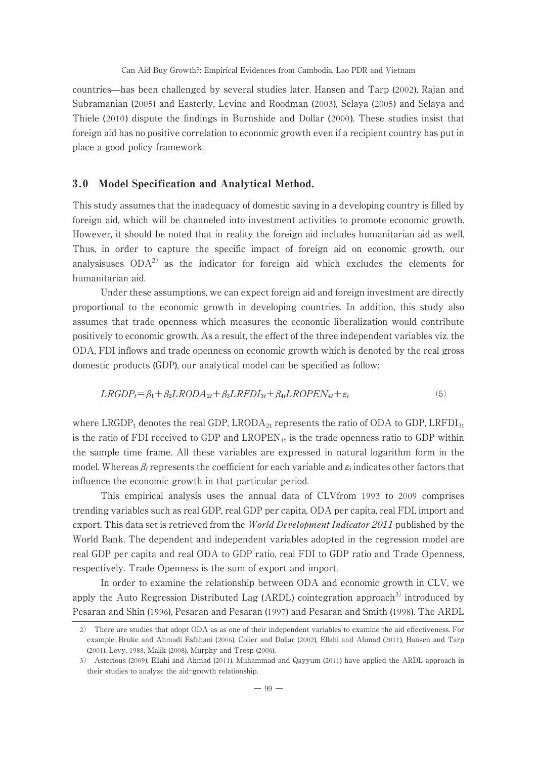countries—has been challenged by several studies later. Hansen and Tarp (2002), Rajan and Subramanian (2005) and Easterly, Levine and Roodman (2003), Selaya (2005) and Selaya and Thiele (2010) dispute the findings in Burnshide and Dollar (2000). These studies insist that foreign aid has no positive correlation to economic growth even if a recipient country has put in place a good policy framework.

## 3.0 Model Specification and Analytical Method.

This study assumes that the inadequacy of domestic saving in a developing country is filled by foreign aid, which will be channeled into investment activities to promote economic growth. However, it should be noted that in reality the foreign aid includes humanitarian aid as well. Thus, in order to capture the specific impact of foreign aid on economic growth, our analysisuses ODA[2] as the indicator for foreign aid which excludes the elements for humanitarian aid.

Under these assumptions, we can expect foreign aid and foreign investment are directly proportional to the economic growth in developing countries. In addition, this study also assumes that trade openness which measures the economic liberalization would contribute positively to economic growth. As a result, the effect of the three independent variables viz. the ODA, FDI inflows and trade openness on economic growth which is denoted by the real gross domestic products (GDP), our analytical model can be specified as follow:

$$LRGDP_t = \beta_1 + \beta_2 LRODA_{2t} + \beta_3 LRFDI_{3t} + \beta_4 LROPEN_{4t} + \varepsilon_i \tag{5}$$

where $LRGDP_t$ denotes the real GDP, $LRODA_{2t}$ represents the ratio of ODA to GDP, $LRFDI_{3t}$ is the ratio of FDI received to GDP and $LROPEN_{4t}$ is the trade openness ratio to GDP within the sample time frame. All these variables are expressed in natural logarithm form in the model. Whereas $\beta_i$ represents the coefficient for each variable and $\varepsilon_i$ indicates other factors that influence the economic growth in that particular period.

This empirical analysis uses the annual data of CLVfrom 1993 to 2009 comprises trending variables such as real GDP, real GDP per capita, ODA per capita, real FDI, import and export. This data set is retrieved from the *World Development Indicator 2011* published by the World Bank. The dependent and independent variables adopted in the regression model are real GDP per capita and real ODA to GDP ratio, real FDI to GDP ratio and Trade Openness, respectively. Trade Openness is the sum of export and import.

In order to examine the relationship between ODA and economic growth in CLV, we apply the Auto Regression Distributed Lag (ARDL) cointegration approach[3] introduced by Pesaran and Shin (1996), Pesaran and Pesaran (1997) and Pesaran and Smith (1998). The ARDL

---

2) There are studies that adopt ODA as as one of their independent variables to examine the aid effectiveness. For example, Bruke and Ahmadi Esfahani (2006), Colier and Dollar (2002), Ellahi and Ahmad (2011), Hansen and Tarp (2001), Levy, 1988, Malik (2008), Murphy and Tresp (2006).

3) Asterious (2009), Ellahi and Ahmad (2011), Muhammad and Qayyum (2011) have applied the ARDL approach in their studies to analyze the aid-growth relationship.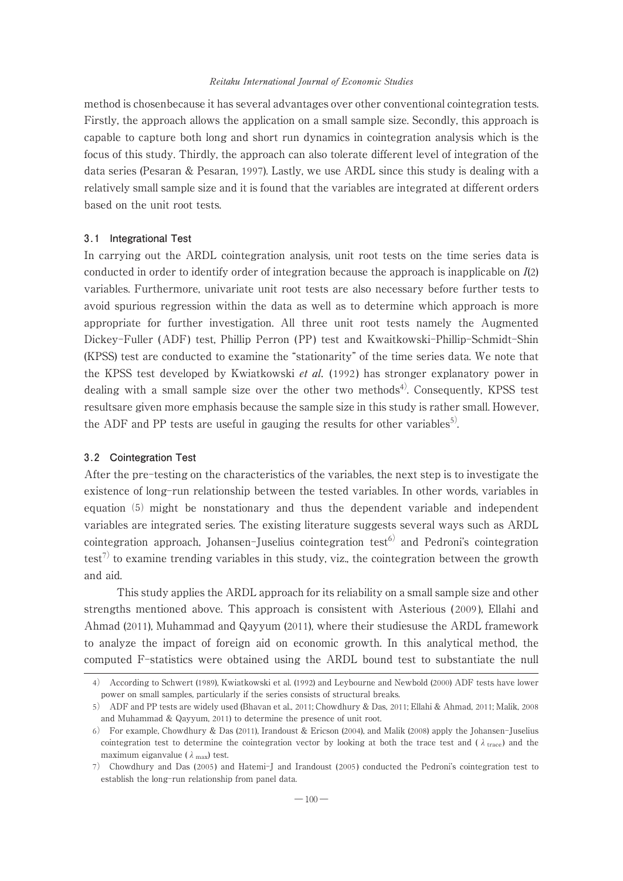method is chosenbecause it has several advantages over other conventional cointegration tests. Firstly, the approach allows the application on a small sample size. Secondly, this approach is capable to capture both long and short run dynamics in cointegration analysis which is the focus of this study. Thirdly, the approach can also tolerate different level of integration of the data series (Pesaran & Pesaran, 1997). Lastly, we use ARDL since this study is dealing with a relatively small sample size and it is found that the variables are integrated at different orders based on the unit root tests.

### 3.1 Integrational Test

In carrying out the ARDL cointegration analysis, unit root tests on the time series data is conducted in order to identify order of integration because the approach is inapplicable on $I(2)$ variables. Furthermore, univariate unit root tests are also necessary before further tests to avoid spurious regression within the data as well as to determine which approach is more appropriate for further investigation. All three unit root tests namely the Augmented Dickey-Fuller (ADF) test, Phillip Perron (PP) test and Kwaitkowski-Phillip-Schmidt-Shin (KPSS) test are conducted to examine the "stationarity" of the time series data. We note that the KPSS test developed by Kwiatkowski ***et al.*** (1992) has stronger explanatory power in dealing with a small sample size over the other two methods[4]. Consequently, KPSS test resultsare given more emphasis because the sample size in this study is rather small. However, the ADF and PP tests are useful in gauging the results for other variables[5].

### 3.2 Cointegration Test

After the pre-testing on the characteristics of the variables, the next step is to investigate the existence of long-run relationship between the tested variables. In other words, variables in equation (5) might be nonstationary and thus the dependent variable and independent variables are integrated series. The existing literature suggests several ways such as ARDL cointegration approach, Johansen-Juselius cointegration test[6] and Pedroni's cointegration test[7] to examine trending variables in this study, viz., the cointegration between the growth and aid.

This study applies the ARDL approach for its reliability on a small sample size and other strengths mentioned above. This approach is consistent with Asterious (2009), Ellahi and Ahmad (2011), Muhammad and Qayyum (2011), where their studiesuse the ARDL framework to analyze the impact of foreign aid on economic growth. In this analytical method, the computed F-statistics were obtained using the ARDL bound test to substantiate the null

---

4) According to Schwert (1989), Kwiatkowski et al. (1992) and Leybourne and Newbold (2000) ADF tests have lower power on small samples, particularly if the series consists of structural breaks.

5) ADF and PP tests are widely used (Bhavan et al., 2011; Chowdhury & Das, 2011; Ellahi & Ahmad, 2011; Malik, 2008 and Muhammad & Qayyum, 2011) to determine the presence of unit root.

6) For example, Chowdhury & Das (2011), Irandoust & Ericson (2004), and Malik (2008) apply the Johansen-Juselius cointegration test to determine the cointegration vector by looking at both the trace test and ($\lambda_{\text{trace}}$) and the maximum eiganvalue ($\lambda_{\max}$) test.

7) Chowdhury and Das (2005) and Hatemi-J and Irandoust (2005) conducted the Pedroni's cointegration test to establish the long-run relationship from panel data.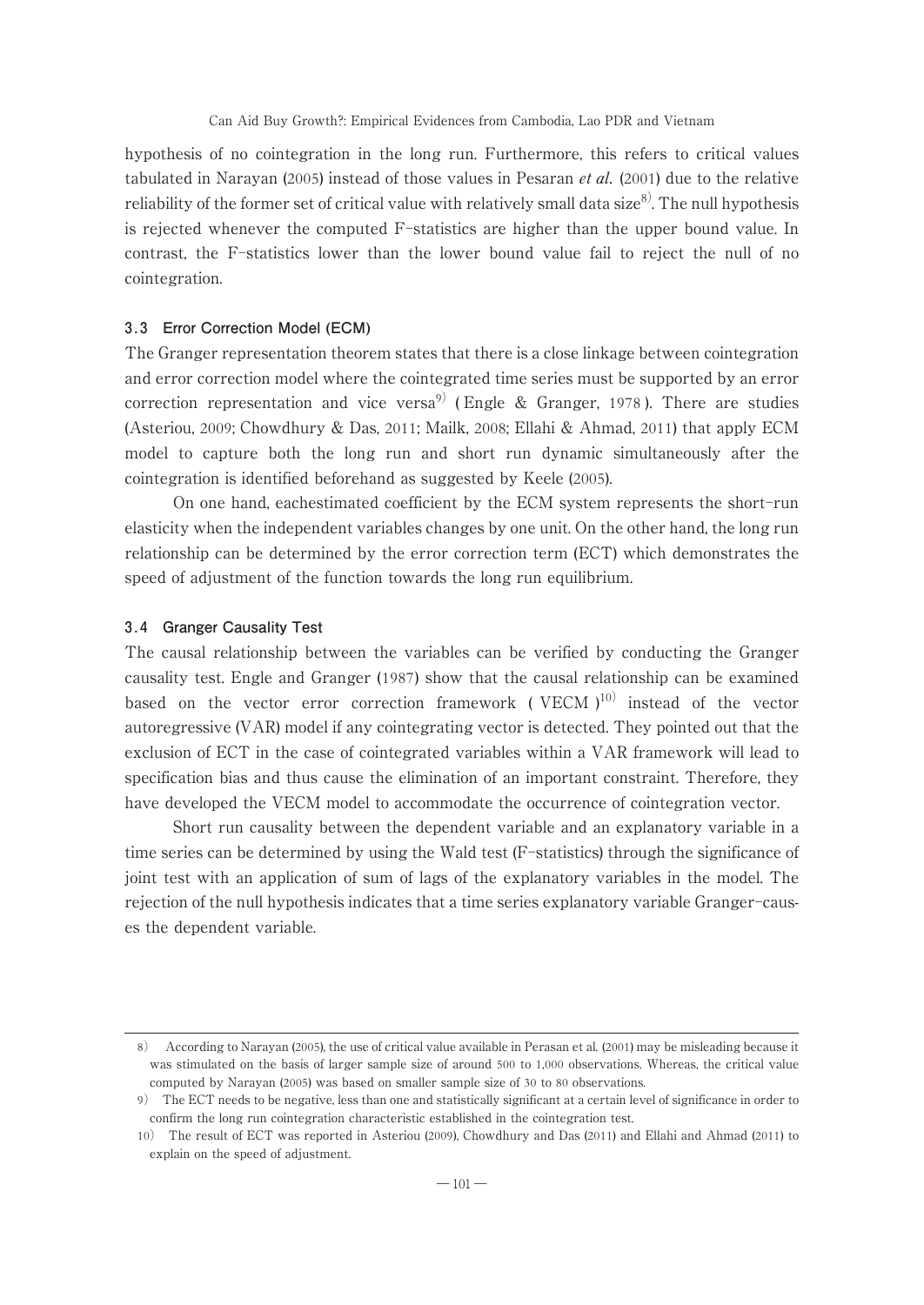hypothesis of no cointegration in the long run. Furthermore, this refers to critical values tabulated in Narayan (2005) instead of those values in Pesaran *et al.* (2001) due to the relative reliability of the former set of critical value with relatively small data size[8]. The null hypothesis is rejected whenever the computed F-statistics are higher than the upper bound value. In contrast, the F-statistics lower than the lower bound value fail to reject the null of no cointegration.

### 3.3 Error Correction Model (ECM)

The Granger representation theorem states that there is a close linkage between cointegration and error correction model where the cointegrated time series must be supported by an error correction representation and vice versa[9] (Engle & Granger, 1978). There are studies (Asteriou, 2009; Chowdhury & Das, 2011; Mailk, 2008; Ellahi & Ahmad, 2011) that apply ECM model to capture both the long run and short run dynamic simultaneously after the cointegration is identified beforehand as suggested by Keele (2005).

On one hand, eachestimated coefficient by the ECM system represents the short-run elasticity when the independent variables changes by one unit. On the other hand, the long run relationship can be determined by the error correction term (ECT) which demonstrates the speed of adjustment of the function towards the long run equilibrium.

### 3.4 Granger Causality Test

The causal relationship between the variables can be verified by conducting the Granger causality test. Engle and Granger (1987) show that the causal relationship can be examined based on the vector error correction framework (VECM)[10] instead of the vector autoregressive (VAR) model if any cointegrating vector is detected. They pointed out that the exclusion of ECT in the case of cointegrated variables within a VAR framework will lead to specification bias and thus cause the elimination of an important constraint. Therefore, they have developed the VECM model to accommodate the occurrence of cointegration vector.

Short run causality between the dependent variable and an explanatory variable in a time series can be determined by using the Wald test (F-statistics) through the significance of joint test with an application of sum of lags of the explanatory variables in the model. The rejection of the null hypothesis indicates that a time series explanatory variable Granger-causes the dependent variable.

---

8) According to Narayan (2005), the use of critical value available in Perasan et al. (2001) may be misleading because it was stimulated on the basis of larger sample size of around 500 to 1,000 observations. Whereas, the critical value computed by Narayan (2005) was based on smaller sample size of 30 to 80 observations.

9) The ECT needs to be negative, less than one and statistically significant at a certain level of significance in order to confirm the long run cointegration characteristic established in the cointegration test.

10) The result of ECT was reported in Asteriou (2009), Chowdhury and Das (2011) and Ellahi and Ahmad (2011) to explain on the speed of adjustment.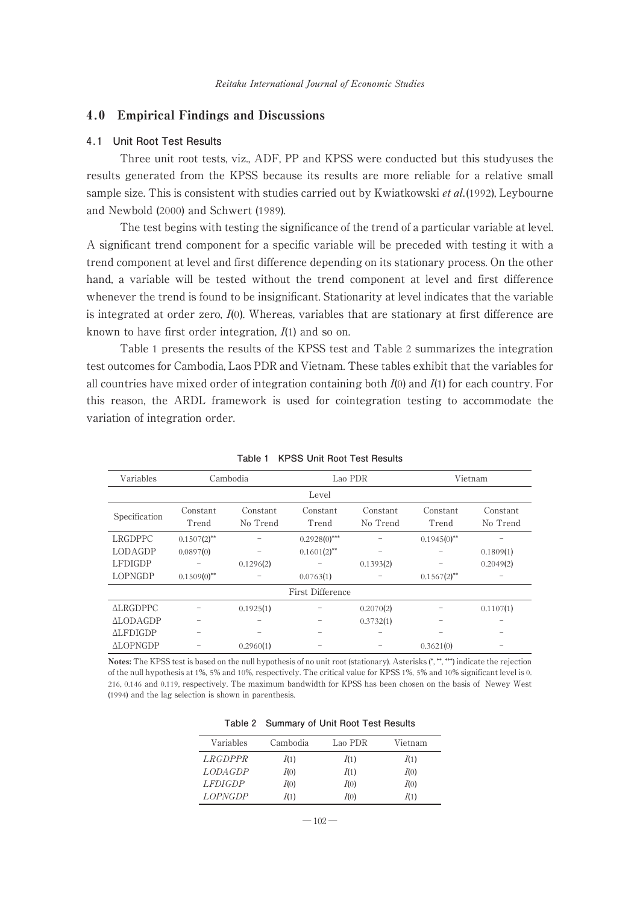## 4.0 Empirical Findings and Discussions

### 4.1 Unit Root Test Results

Three unit root tests, viz., ADF, PP and KPSS were conducted but this studyuses the results generated from the KPSS because its results are more reliable for a relative small sample size. This is consistent with studies carried out by Kwiatkowski *et al.*(1992), Leybourne and Newbold (2000) and Schwert (1989).

The test begins with testing the significance of the trend of a particular variable at level. A significant trend component for a specific variable will be preceded with testing it with a trend component at level and first difference depending on its stationary process. On the other hand, a variable will be tested without the trend component at level and first difference whenever the trend is found to be insignificant. Stationarity at level indicates that the variable is integrated at order zero, $I(0)$. Whereas, variables that are stationary at first difference are known to have first order integration, $I(1)$ and so on.

Table 1 presents the results of the KPSS test and Table 2 summarizes the integration test outcomes for Cambodia, Laos PDR and Vietnam. These tables exhibit that the variables for all countries have mixed order of integration containing both $I(0)$ and $I(1)$ for each country. For this reason, the ARDL framework is used for cointegration testing to accommodate the variation of integration order.

**Table 1 KPSS Unit Root Test Results**

| Variables | Cambodia | | Lao PDR | | Vietnam | |
|---|---|---|---|---|---|---|
| | | | Level | | | |
| Specification | Constant Trend | Constant No Trend | Constant Trend | Constant No Trend | Constant Trend | Constant No Trend |
| LRGDPPC | 0.1507(2)** | – | 0.2928(0)*** | – | 0.1945(0)** | – |
| LODAGDP | 0.0897(0) | – | 0.1601(2)** | – | – | 0.1809(1) |
| LFDIGDP | – | 0.1296(2) | – | 0.1393(2) | – | 0.2049(2) |
| LOPNGDP | 0.1509(0)** | – | 0.0763(1) | – | 0.1567(2)** | – |
| | | | First Difference | | | |
| ΔLRGDPPC | – | 0.1925(1) | – | 0.2070(2) | – | 0.1107(1) |
| ΔLODAGDP | – | – | – | 0.3732(1) | – | – |
| ΔLFDIGDP | – | – | – | – | – | – |
| ΔLOPNGDP | – | 0.2960(1) | – | – | 0.3621(0) | – |

**Notes:** The KPSS test is based on the null hypothesis of no unit root (stationary). Asterisks (*, **, ***) indicate the rejection of the null hypothesis at 1%, 5% and 10%, respectively. The critical value for KPSS 1%, 5% and 10% significant level is 0.216, 0.146 and 0.119, respectively. The maximum bandwidth for KPSS has been chosen on the basis of Newey West (1994) and the lag selection is shown in parenthesis.

**Table 2 Summary of Unit Root Test Results**

| Variables | Cambodia | Lao PDR | Vietnam |
|---|---|---|---|
| *LRGDPPR* | $I(1)$ | $I(1)$ | $I(1)$ |
| *LODAGDP* | $I(0)$ | $I(1)$ | $I(0)$ |
| *LFDIGDP* | $I(0)$ | $I(0)$ | $I(0)$ |
| *LOPNGDP* | $I(1)$ | $I(0)$ | $I(1)$ |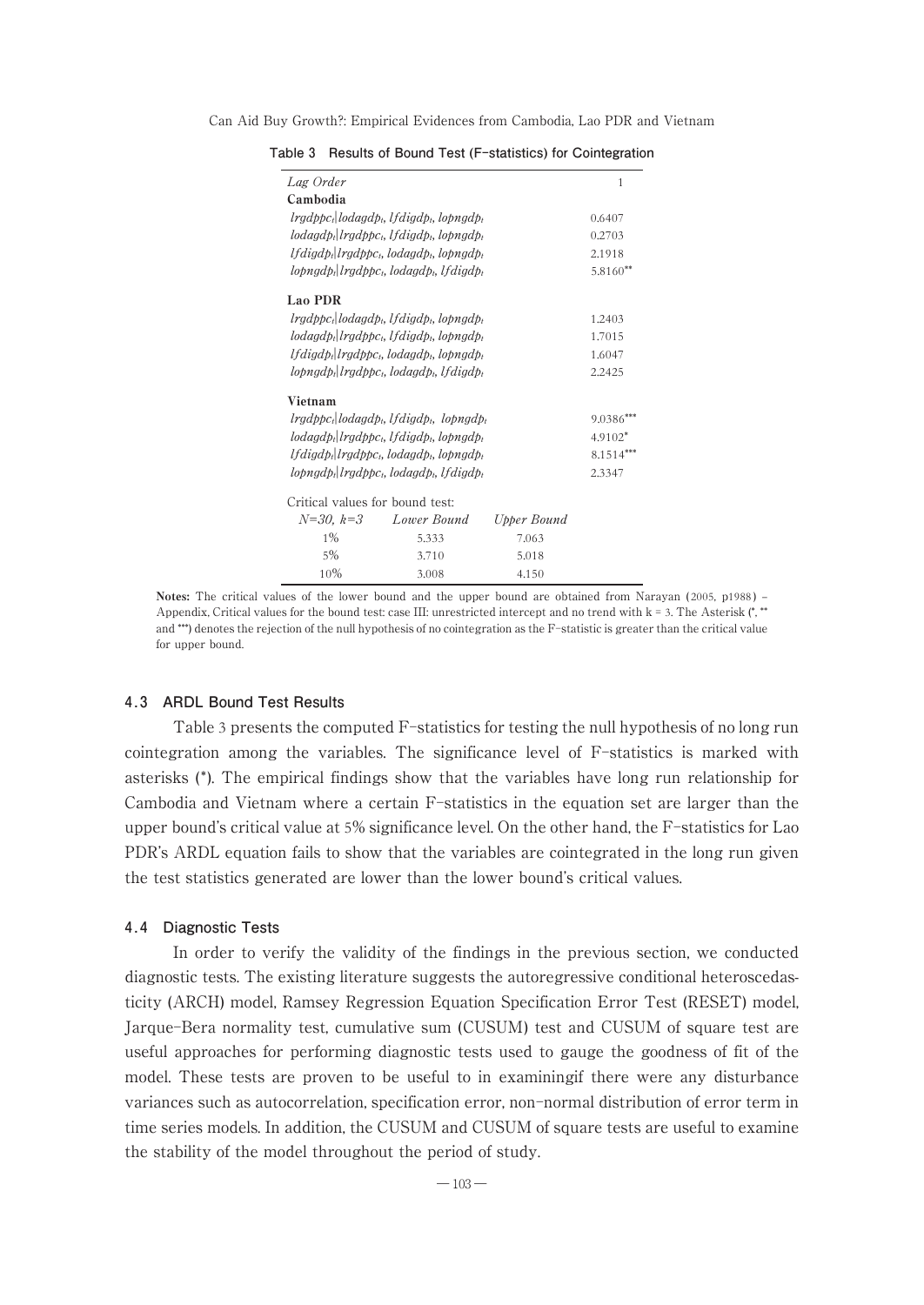**Table 3 Results of Bound Test (F-statistics) for Cointegration**

| *Lag Order* | | | 1 |
|---|---|---|---|
| **Cambodia** | | | |
| $lrgdppc_t \vert lodagdp_t, lfdigdp_t, lopngdp_t$ | | | 0.6407 |
| $lodagdp_t \vert lrgdppc_t, lfdigdp_t, lopngdp_t$ | | | 0.2703 |
| $lfdigdp_t \vert lrgdppc_t, lodagdp_t, lopngdp_t$ | | | 2.1918 |
| $lopngdp_t \vert lrgdppc_t, lodagdp_t, lfdigdp_t$ | | | 5.8160** |
| **Lao PDR** | | | |
| $lrgdppc_t \vert lodagdp_t, lfdigdp_t, lopngdp_t$ | | | 1.2403 |
| $lodagdp_t \vert lrgdppc_t, lfdigdp_t, lopngdp_t$ | | | 1.7015 |
| $lfdigdp_t \vert lrgdppc_t, lodagdp_t, lopngdp_t$ | | | 1.6047 |
| $lopngdp_t \vert lrgdppc_t, lodagdp_t, lfdigdp_t$ | | | 2.2425 |
| **Vietnam** | | | |
| $lrgdppc_t \vert lodagdp_t, lfdigdp_t, lopngdp_t$ | | | 9.0386*** |
| $lodagdp_t \vert lrgdppc_t, lfdigdp_t, lopngdp_t$ | | | 4.9102* |
| $lfdigdp_t \vert lrgdppc_t, lodagdp_t, lopngdp_t$ | | | 8.1514*** |
| $lopngdp_t \vert lrgdppc_t, lodagdp_t, lfdigdp_t$ | | | 2.3347 |
| Critical values for bound test: | | | |
| *N=30, k=3* | *Lower Bound* | *Upper Bound* | |
| 1% | 5.333 | 7.063 | |
| 5% | 3.710 | 5.018 | |
| 10% | 3.008 | 4.150 | |

**Notes:** The critical values of the lower bound and the upper bound are obtained from Narayan (2005, p1988) – Appendix, Critical values for the bound test: case III: unrestricted intercept and no trend with k = 3. The Asterisk (*, ** and ***) denotes the rejection of the null hypothesis of no cointegration as the F-statistic is greater than the critical value for upper bound.

### 4.3 ARDL Bound Test Results

Table 3 presents the computed F-statistics for testing the null hypothesis of no long run cointegration among the variables. The significance level of F-statistics is marked with asterisks (*). The empirical findings show that the variables have long run relationship for Cambodia and Vietnam where a certain F-statistics in the equation set are larger than the upper bound's critical value at 5% significance level. On the other hand, the F-statistics for Lao PDR's ARDL equation fails to show that the variables are cointegrated in the long run given the test statistics generated are lower than the lower bound's critical values.

### 4.4 Diagnostic Tests

In order to verify the validity of the findings in the previous section, we conducted diagnostic tests. The existing literature suggests the autoregressive conditional heteroscedasticity (ARCH) model, Ramsey Regression Equation Specification Error Test (RESET) model, Jarque-Bera normality test, cumulative sum (CUSUM) test and CUSUM of square test are useful approaches for performing diagnostic tests used to gauge the goodness of fit of the model. These tests are proven to be useful to in examiningif there were any disturbance variances such as autocorrelation, specification error, non-normal distribution of error term in time series models. In addition, the CUSUM and CUSUM of square tests are useful to examine the stability of the model throughout the period of study.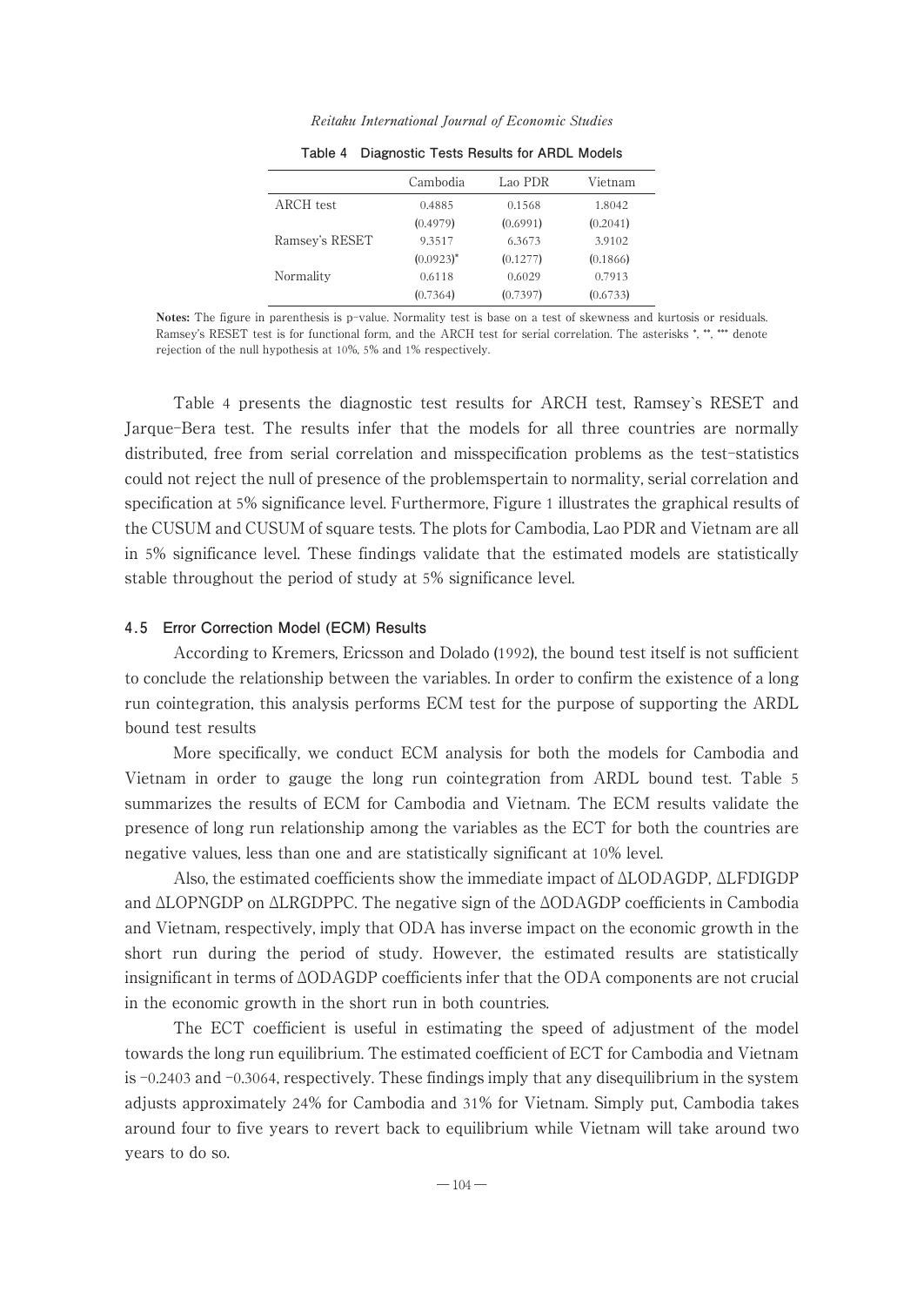**Table 4 Diagnostic Tests Results for ARDL Models**

| | Cambodia | Lao PDR | Vietnam |
|---|---|---|---|
| ARCH test | 0.4885 | 0.1568 | 1.8042 |
| | (0.4979) | (0.6991) | (0.2041) |
| Ramsey's RESET | 9.3517 | 6.3673 | 3.9102 |
| | (0.0923)* | (0.1277) | (0.1866) |
| Normality | 0.6118 | 0.6029 | 0.7913 |
| | (0.7364) | (0.7397) | (0.6733) |

**Notes:** The figure in parenthesis is p-value. Normality test is base on a test of skewness and kurtosis or residuals. Ramsey's RESET test is for functional form, and the ARCH test for serial correlation. The asterisks *, **, *** denote rejection of the null hypothesis at 10%, 5% and 1% respectively.

Table 4 presents the diagnostic test results for ARCH test, Ramsey`s RESET and Jarque-Bera test. The results infer that the models for all three countries are normally distributed, free from serial correlation and misspecification problems as the test-statistics could not reject the null of presence of the problemspertain to normality, serial correlation and specification at 5% significance level. Furthermore, Figure 1 illustrates the graphical results of the CUSUM and CUSUM of square tests. The plots for Cambodia, Lao PDR and Vietnam are all in 5% significance level. These findings validate that the estimated models are statistically stable throughout the period of study at 5% significance level.

### 4.5 Error Correction Model (ECM) Results

According to Kremers, Ericsson and Dolado (1992), the bound test itself is not sufficient to conclude the relationship between the variables. In order to confirm the existence of a long run cointegration, this analysis performs ECM test for the purpose of supporting the ARDL bound test results

More specifically, we conduct ECM analysis for both the models for Cambodia and Vietnam in order to gauge the long run cointegration from ARDL bound test. Table 5 summarizes the results of ECM for Cambodia and Vietnam. The ECM results validate the presence of long run relationship among the variables as the ECT for both the countries are negative values, less than one and are statistically significant at 10% level.

Also, the estimated coefficients show the immediate impact of ΔLODAGDP, ΔLFDIGDP and ΔLOPNGDP on ΔLRGDPPC. The negative sign of the ΔODAGDP coefficients in Cambodia and Vietnam, respectively, imply that ODA has inverse impact on the economic growth in the short run during the period of study. However, the estimated results are statistically insignificant in terms of ΔODAGDP coefficients infer that the ODA components are not crucial in the economic growth in the short run in both countries.

The ECT coefficient is useful in estimating the speed of adjustment of the model towards the long run equilibrium. The estimated coefficient of ECT for Cambodia and Vietnam is −0.2403 and −0.3064, respectively. These findings imply that any disequilibrium in the system adjusts approximately 24% for Cambodia and 31% for Vietnam. Simply put, Cambodia takes around four to five years to revert back to equilibrium while Vietnam will take around two years to do so.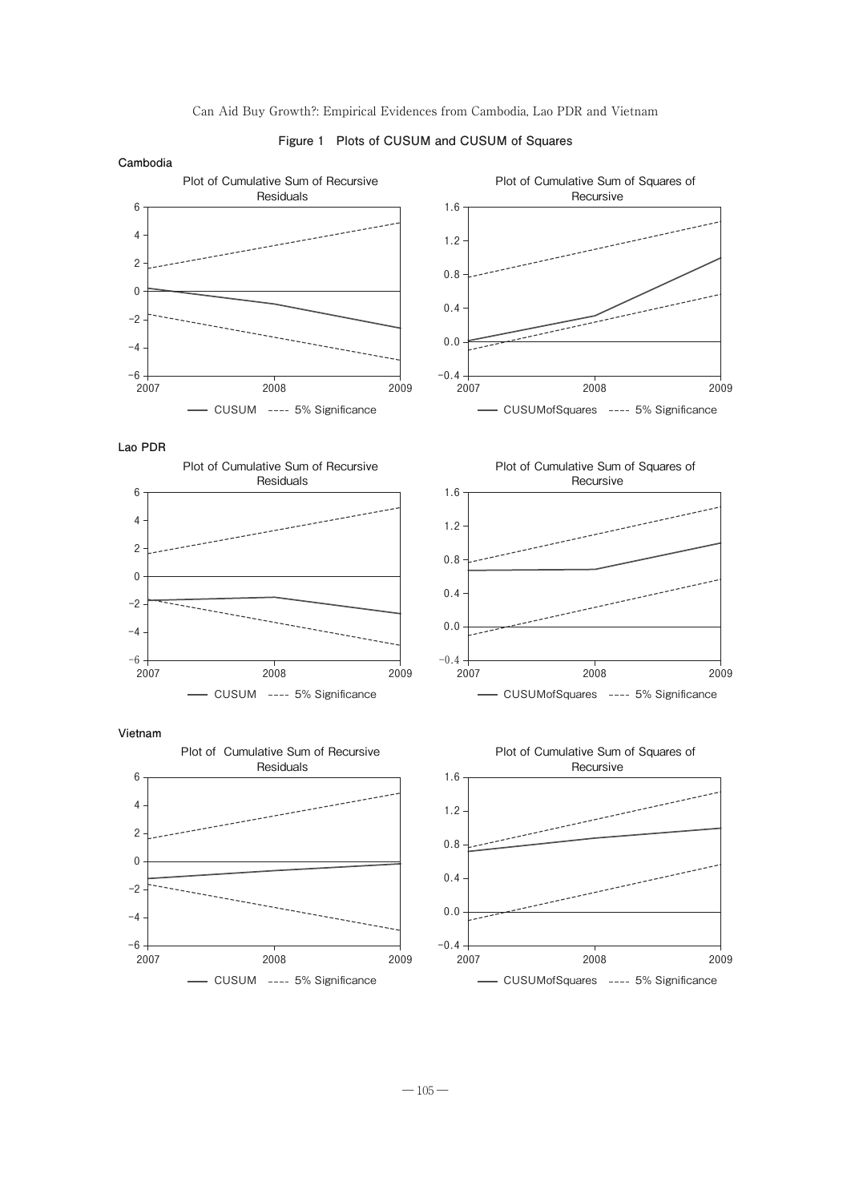**Figure 1 Plots of CUSUM and CUSUM of Squares**

**Cambodia**

Plot of Cumulative Sum of Recursive Residuals

— CUSUM ---- 5% Significance

Plot of Cumulative Sum of Squares of Recursive

— CUSUMofSquares ---- 5% Significance

**Lao PDR**

Plot of Cumulative Sum of Recursive Residuals

— CUSUM ---- 5% Significance

Plot of Cumulative Sum of Squares of Recursive

— CUSUMofSquares ---- 5% Significance

**Vietnam**

Plot of Cumulative Sum of Recursive Residuals

— CUSUM ---- 5% Significance

Plot of Cumulative Sum of Squares of Recursive

— CUSUMofSquares ---- 5% Significance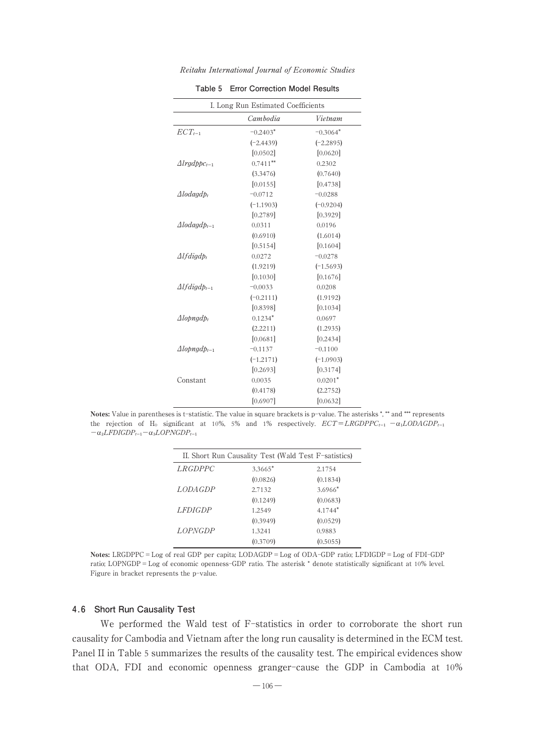**Table 5 Error Correction Model Results**

| I. Long Run Estimated Coefficients | | |
|---|---|---|
| | *Cambodia* | *Vietnam* |
| $ECT_{t-1}$ | −0.2403* | −0.3064* |
| | (−2.4439) | (−2.2895) |
| | [0.0502] | [0.0620] |
| $\Delta lrgdppc_{t-1}$ | 0.7411** | 0.2302 |
| | (3.3476) | (0.7640) |
| | [0.0155] | [0.4738] |
| $\Delta lodagdp_{t}$ | −0.0712 | −0.0288 |
| | (−1.1903) | (−0.9204) |
| | [0.2789] | [0.3929] |
| $\Delta lodagdp_{t-1}$ | 0.0311 | 0.0196 |
| | (0.6910) | (1.6014) |
| | [0.5154] | [0.1604] |
| $\Delta lfdigdp_{t}$ | 0.0272 | −0.0278 |
| | (1.9219) | (−1.5693) |
| | [0.1030] | [0.1676] |
| $\Delta lfdigdp_{t-1}$ | −0.0033 | 0.0208 |
| | (−0.2111) | (1.9192) |
| | [0.8398] | [0.1034] |
| $\Delta lopngdp_{t}$ | 0.1234* | 0.0697 |
| | (2.2211) | (1.2935) |
| | [0.0681] | [0.2434] |
| $\Delta lopngdp_{t-1}$ | −0.1137 | −0.1100 |
| | (−1.2171) | (−1.0903) |
| | [0.2693] | [0.3174] |
| Constant | 0.0035 | 0.0201* |
| | (0.4178) | (2.2752) |
| | [0.6907] | [0.0632] |

**Notes:** Value in parentheses is t-statistic. The value in square brackets is p-value. The asterisks *, ** and *** represents the rejection of $H_0$ significant at 10%, 5% and 1% respectively. $ECT = LRGDPPC_{t-1} - \alpha_1 LODAGDP_{t-1} - \alpha_2 LFDIGDP_{t-1} - \alpha_3 LOPNGDP_{t-1}$

| II. Short Run Causality Test (Wald Test F-satistics) | | |
|---|---|---|
| *LRGDPPC* | 3.3665* | 2.1754 |
| | (0.0826) | (0.1834) |
| *LODAGDP* | 2.7132 | 3.6966* |
| | (0.1249) | (0.0683) |
| *LFDIGDP* | 1.2549 | 4.1744* |
| | (0.3949) | (0.0529) |
| *LOPNGDP* | 1.3241 | 0.9883 |
| | (0.3709) | (0.5055) |

**Notes:** LRGDPPC = Log of real GDP per capita; LODAGDP = Log of ODA-GDP ratio; LFDIGDP = Log of FDI-GDP ratio; LOPNGDP = Log of economic openness-GDP ratio. The asterisk * denote statistically significant at 10% level. Figure in bracket represents the p-value.

### 4.6 Short Run Causality Test

We performed the Wald test of F-statistics in order to corroborate the short run causality for Cambodia and Vietnam after the long run causality is determined in the ECM test. Panel II in Table 5 summarizes the results of the causality test. The empirical evidences show that ODA, FDI and economic openness granger-cause the GDP in Cambodia at 10%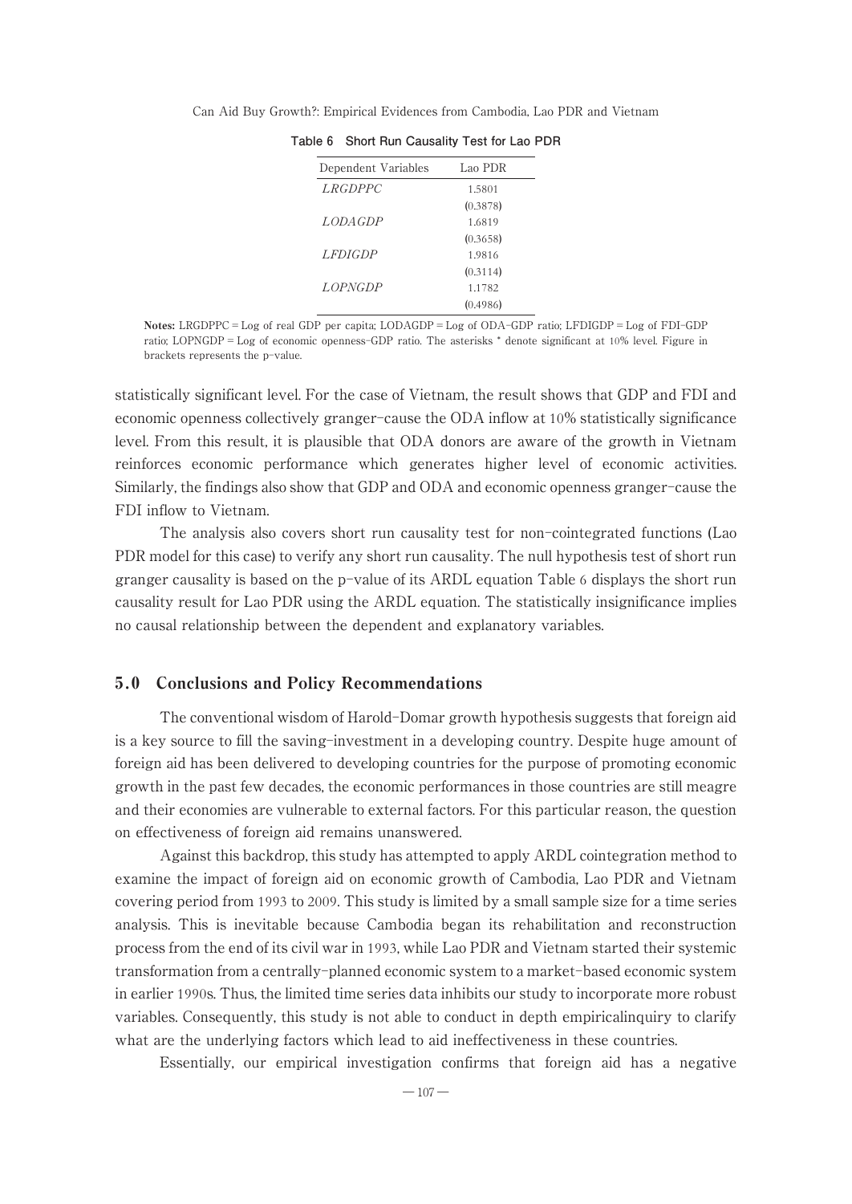**Table 6 Short Run Causality Test for Lao PDR**

| Dependent Variables | Lao PDR |
|---|---|
| *LRGDPPC* | 1.5801 |
| | (0.3878) |
| *LODAGDP* | 1.6819 |
| | (0.3658) |
| *LFDIGDP* | 1.9816 |
| | (0.3114) |
| *LOPNGDP* | 1.1782 |
| | (0.4986) |

**Notes:** LRGDPPC = Log of real GDP per capita; LODAGDP = Log of ODA-GDP ratio; LFDIGDP = Log of FDI-GDP ratio; LOPNGDP = Log of economic openness-GDP ratio. The asterisks * denote significant at 10% level. Figure in brackets represents the p-value.

statistically significant level. For the case of Vietnam, the result shows that GDP and FDI and economic openness collectively granger-cause the ODA inflow at 10% statistically significance level. From this result, it is plausible that ODA donors are aware of the growth in Vietnam reinforces economic performance which generates higher level of economic activities. Similarly, the findings also show that GDP and ODA and economic openness granger-cause the FDI inflow to Vietnam.

The analysis also covers short run causality test for non-cointegrated functions (Lao PDR model for this case) to verify any short run causality. The null hypothesis test of short run granger causality is based on the p-value of its ARDL equation Table 6 displays the short run causality result for Lao PDR using the ARDL equation. The statistically insignificance implies no causal relationship between the dependent and explanatory variables.

## 5.0 Conclusions and Policy Recommendations

The conventional wisdom of Harold-Domar growth hypothesis suggests that foreign aid is a key source to fill the saving-investment in a developing country. Despite huge amount of foreign aid has been delivered to developing countries for the purpose of promoting economic growth in the past few decades, the economic performances in those countries are still meagre and their economies are vulnerable to external factors. For this particular reason, the question on effectiveness of foreign aid remains unanswered.

Against this backdrop, this study has attempted to apply ARDL cointegration method to examine the impact of foreign aid on economic growth of Cambodia, Lao PDR and Vietnam covering period from 1993 to 2009. This study is limited by a small sample size for a time series analysis. This is inevitable because Cambodia began its rehabilitation and reconstruction process from the end of its civil war in 1993, while Lao PDR and Vietnam started their systemic transformation from a centrally-planned economic system to a market-based economic system in earlier 1990s. Thus, the limited time series data inhibits our study to incorporate more robust variables. Consequently, this study is not able to conduct in depth empiricalinquiry to clarify what are the underlying factors which lead to aid ineffectiveness in these countries.

Essentially, our empirical investigation confirms that foreign aid has a negative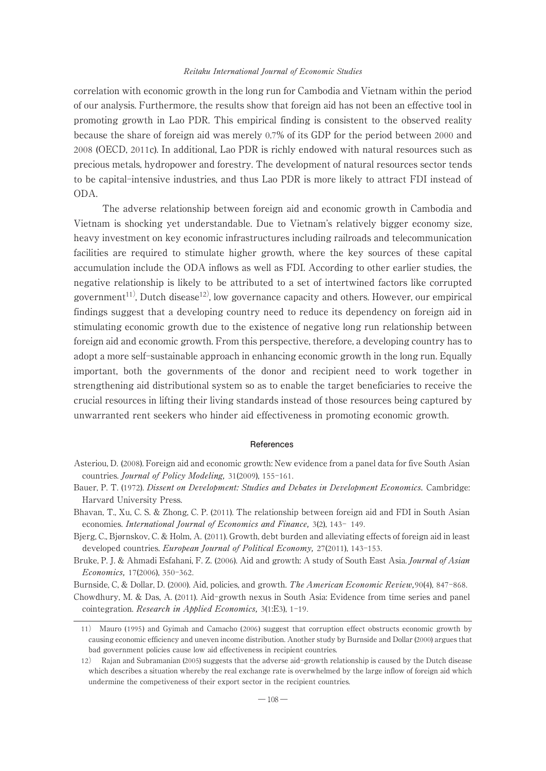correlation with economic growth in the long run for Cambodia and Vietnam within the period of our analysis. Furthermore, the results show that foreign aid has not been an effective tool in promoting growth in Lao PDR. This empirical finding is consistent to the observed reality because the share of foreign aid was merely 0.7% of its GDP for the period between 2000 and 2008 (OECD, 2011c). In additional, Lao PDR is richly endowed with natural resources such as precious metals, hydropower and forestry. The development of natural resources sector tends to be capital-intensive industries, and thus Lao PDR is more likely to attract FDI instead of ODA.

The adverse relationship between foreign aid and economic growth in Cambodia and Vietnam is shocking yet understandable. Due to Vietnam's relatively bigger economy size, heavy investment on key economic infrastructures including railroads and telecommunication facilities are required to stimulate higher growth, where the key sources of these capital accumulation include the ODA inflows as well as FDI. According to other earlier studies, the negative relationship is likely to be attributed to a set of intertwined factors like corrupted government[11], Dutch disease[12], low governance capacity and others. However, our empirical findings suggest that a developing country need to reduce its dependency on foreign aid in stimulating economic growth due to the existence of negative long run relationship between foreign aid and economic growth. From this perspective, therefore, a developing country has to adopt a more self-sustainable approach in enhancing economic growth in the long run. Equally important, both the governments of the donor and recipient need to work together in strengthening aid distributional system so as to enable the target beneficiaries to receive the crucial resources in lifting their living standards instead of those resources being captured by unwarranted rent seekers who hinder aid effectiveness in promoting economic growth.

## References

Asteriou, D. (2008). Foreign aid and economic growth: New evidence from a panel data for five South Asian countries. *Journal of Policy Modeling,* 31(2009), 155-161.

Bauer, P. T. (1972). *Dissent on Development: Studies and Debates in Development Economics.* Cambridge: Harvard University Press.

Bhavan, T., Xu, C. S. & Zhong, C. P. (2011). The relationship between foreign aid and FDI in South Asian economies. *International Journal of Economics and Finance,* 3(2), 143- 149.

Bjerg, C., Bjørnskov, C. & Holm, A. (2011). Growth, debt burden and alleviating effects of foreign aid in least developed countries. *European Journal of Political Economy,* 27(2011), 143-153.

Bruke, P. J. & Ahmadi Esfahani, F. Z. (2006). Aid and growth: A study of South East Asia. *Journal of Asian Economics,* 17(2006), 350-362.

Burnside, C, & Dollar, D. (2000). Aid, policies, and growth. *The American Economic Review,* 90(4), 847-868.

Chowdhury, M. & Das, A. (2011). Aid-growth nexus in South Asia: Evidence from time series and panel cointegration. *Research in Applied Economics,* 3(1:E3), 1-19.

---

11) Mauro (1995) and Gyimah and Camacho (2006) suggest that corruption effect obstructs economic growth by causing economic efficiency and uneven income distribution. Another study by Burnside and Dollar (2000) argues that bad government policies cause low aid effectiveness in recipient countries.

12) Rajan and Subramanian (2005) suggests that the adverse aid-growth relationship is caused by the Dutch disease which describes a situation whereby the real exchange rate is overwhelmed by the large inflow of foreign aid which undermine the competiveness of their export sector in the recipient countries.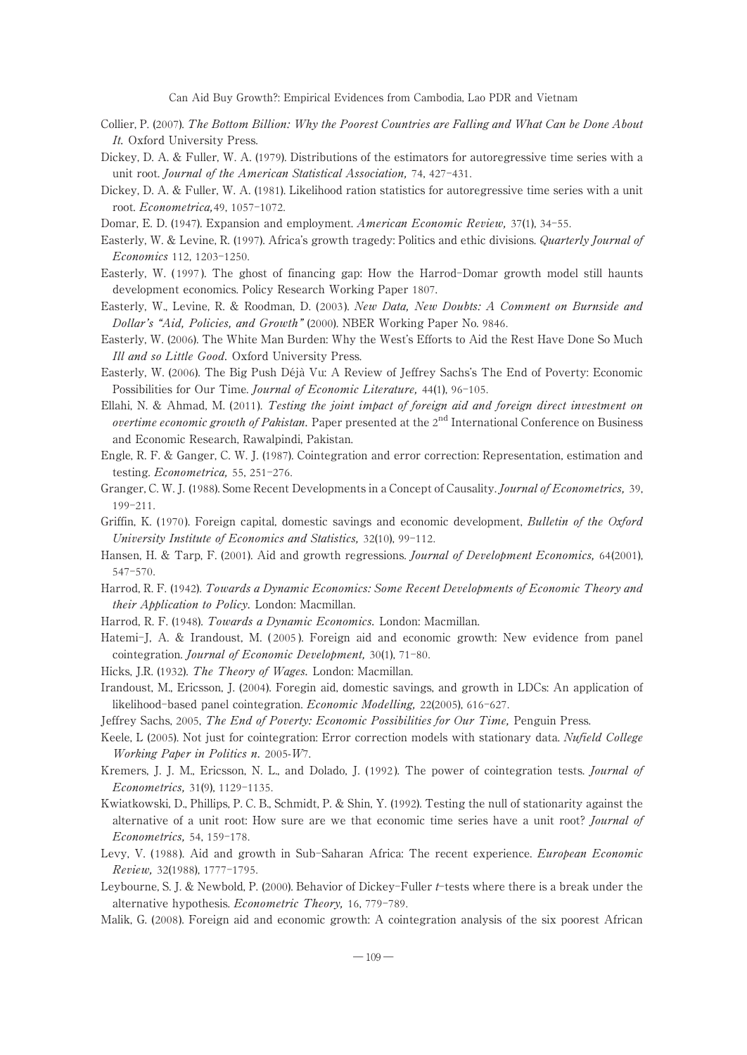Collier, P. (2007). *The Bottom Billion: Why the Poorest Countries are Falling and What Can be Done About It*. Oxford University Press.

Dickey, D. A. & Fuller, W. A. (1979). Distributions of the estimators for autoregressive time series with a unit root. *Journal of the American Statistical Association,* 74, 427–431.

Dickey, D. A. & Fuller, W. A. (1981). Likelihood ration statistics for autoregressive time series with a unit root. *Econometrica,*49, 1057–1072.

Domar, E. D. (1947). Expansion and employment. *American Economic Review,* 37(1), 34–55.

Easterly, W. & Levine, R. (1997). Africa's growth tragedy: Politics and ethic divisions. *Quarterly Journal of Economics* 112, 1203–1250.

Easterly, W. (1997). The ghost of financing gap: How the Harrod-Domar growth model still haunts development economics. Policy Research Working Paper 1807.

Easterly, W., Levine, R. & Roodman, D. (2003). *New Data, New Doubts: A Comment on Burnside and Dollar's "Aid, Policies, and Growth"* (2000). NBER Working Paper No. 9846.

Easterly, W. (2006). The White Man Burden: Why the West's Efforts to Aid the Rest Have Done So Much *Ill and so Little Good*. Oxford University Press.

Easterly, W. (2006). The Big Push Déjà Vu: A Review of Jeffrey Sachs's The End of Poverty: Economic Possibilities for Our Time. *Journal of Economic Literature,* 44(1), 96–105.

Ellahi, N. & Ahmad, M. (2011). *Testing the joint impact of foreign aid and foreign direct investment on overtime economic growth of Pakistan*. Paper presented at the 2nd International Conference on Business and Economic Research, Rawalpindi, Pakistan.

Engle, R. F. & Ganger, C. W. J. (1987). Cointegration and error correction: Representation, estimation and testing. *Econometrica,* 55, 251–276.

Granger, C. W. J. (1988). Some Recent Developments in a Concept of Causality. *Journal of Econometrics,* 39, 199–211.

Griffin, K. (1970). Foreign capital, domestic savings and economic development, *Bulletin of the Oxford University Institute of Economics and Statistics,* 32(10), 99–112.

Hansen, H. & Tarp, F. (2001). Aid and growth regressions. *Journal of Development Economics,* 64(2001), 547–570.

Harrod, R. F. (1942). *Towards a Dynamic Economics: Some Recent Developments of Economic Theory and their Application to Policy*. London: Macmillan.

Harrod, R. F. (1948). *Towards a Dynamic Economics*. London: Macmillan.

Hatemi-J, A. & Irandoust, M. (2005). Foreign aid and economic growth: New evidence from panel cointegration. *Journal of Economic Development,* 30(1), 71–80.

Hicks, J.R. (1932). *The Theory of Wages*. London: Macmillan.

Irandoust, M., Ericsson, J. (2004). Foregin aid, domestic savings, and growth in LDCs: An application of likelihood-based panel cointegration. *Economic Modelling,* 22(2005), 616–627.

Jeffrey Sachs, 2005, *The End of Poverty: Economic Possibilities for Our Time,* Penguin Press.

Keele, L (2005). Not just for cointegration: Error correction models with stationary data. *Nufield College Working Paper in Politics n*. 2005-W7.

Kremers, J. J. M., Ericsson, N. L., and Dolado, J. (1992). The power of cointegration tests. *Journal of Econometrics,* 31(9), 1129–1135.

Kwiatkowski, D., Phillips, P. C. B., Schmidt, P. & Shin, Y. (1992). Testing the null of stationarity against the alternative of a unit root: How sure are we that economic time series have a unit root? *Journal of Econometrics,* 54, 159–178.

Levy, V. (1988). Aid and growth in Sub-Saharan Africa: The recent experience. *European Economic Review,* 32(1988), 1777–1795.

Leybourne, S. J. & Newbold, P. (2000). Behavior of Dickey-Fuller *t*-tests where there is a break under the alternative hypothesis. *Econometric Theory,* 16, 779–789.

Malik, G. (2008). Foreign aid and economic growth: A cointegration analysis of the six poorest African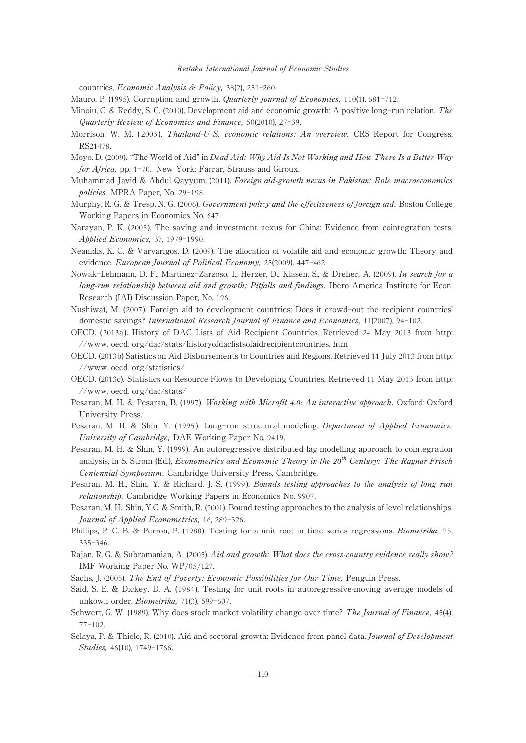countries. *Economic Analysis & Policy,* 38(2), 251–260.

Mauro, P. (1995). Corruption and growth. *Quarterly Journal of Economics,* 110(1), 681–712.

Minoiu, C. & Reddy, S. G. (2010). Development aid and economic growth: A positive long-run relation. *The Quarterly Review of Economics and Finance,* 50(2010), 27–39.

Morrison, W. M. (2003). *Thailand-U. S. economic relations: An overview*. CRS Report for Congress, RS21478.

Moyo, D. (2009). "The World of Aid" in *Dead Aid: Why Aid Is Not Working and How There Is a Better Way for Africa,* pp. 1–70. New York: Farrar, Strauss and Giroux.

Muhammad Javid & Abdul Qayyum. (2011). *Foreign aid-growth nexus in Pakistan: Role macroeconomics policies*. MPRA Paper, No. 29–198.

Murphy, R. G. & Tresp, N. G. (2006). *Government policy and the effectiveness of foreign aid*. Boston College Working Papers in Economics No. 647.

Narayan, P. K. (2005). The saving and investment nexus for China: Evidence from cointegration tests. *Applied Economics,* 37, 1979–1990.

Neanidis, K. C. & Varvarigos, D. (2009). The allocation of volatile aid and economic growth: Theory and evidence. *European Journal of Political Economy,* 25(2009), 447–462.

Nowak-Lehmann, D. F., Martinez-Zarzoso, I., Herzer, D., Klasen, S., & Dreher, A. (2009). *In search for a long-run relationship between aid and growth: Pitfalls and findings*. Ibero America Institute for Econ. Research (IAI) Discussion Paper, No. 196.

Nushiwat, M. (2007). Foreign aid to development countries: Does it crowd-out the recipient countries' domestic savings? *International Research Journal of Finance and Economics,* 11(2007), 94–102.

OECD. (2013a). History of DAC Lists of Aid Recipient Countries. Retrieved 24 May 2013 from http://www.oecd.org/dac/stats/historyofdaclistsofaidrecipientcountries.htm

OECD. (2013b) Satistics on Aid Disbursements to Countries and Regions. Retrieved 11 July 2013 from http://www.oecd.org/statistics/

OECD. (2013c). Statistics on Resource Flows to Developing Countries. Retrieved 11 May 2013 from http://www.oecd.org/dac/stats/

Pesaran, M. H. & Pesaran, B. (1997). *Working with Microfit 4.0: An interactive approach*. Oxford: Oxford University Press.

Pesaran, M. H. & Shin, Y. (1995). Long-run structural modeling. *Department of Applied Economics, University of Cambridge,* DAE Working Paper No. 9419.

Pesaran, M. H. & Shin, Y. (1999). An autoregressive distributed lag modelling approach to cointegration analysis, in S. Strom (Ed.), *Econometrics and Economic Theory in the 20th Century: The Ragnar Frisch Centennial Symposium*. Cambridge University Press, Cambridge.

Pesaran, M. H., Shin, Y. & Richard, J. S. (1999). *Bounds testing approaches to the analysis of long run relationship*. Cambridge Working Papers in Economics No. 9907.

Pesaran, M. H., Shin, Y.C. & Smith, R. (2001). Bound testing approaches to the analysis of level relationships. *Journal of Applied Econometrics,* 16, 289–326.

Phillips, P. C. B. & Perron, P. (1988). Testing for a unit root in time series regressions. *Biometrika,* 75, 335–346.

Rajan, R. G. & Subramanian, A. (2005). *Aid and growth: What does the cross-country evidence really show?* IMF Working Paper No. WP/05/127.

Sachs, J. (2005). *The End of Poverty: Economic Possibilities for Our Time*. Penguin Press.

Said, S. E. & Dickey, D. A. (1984). Testing for unit roots in autoregressive-moving average models of unkown order. *Biometrika,* 71(3), 599–607.

Schwert, G. W. (1989). Why does stock market volatility change over time? *The Journal of Finance,* 45(4), 77–102.

Selaya, P. & Thiele, R. (2010). Aid and sectoral growth: Evidence from panel data. *Journal of Development Studies,* 46(10), 1749–1766.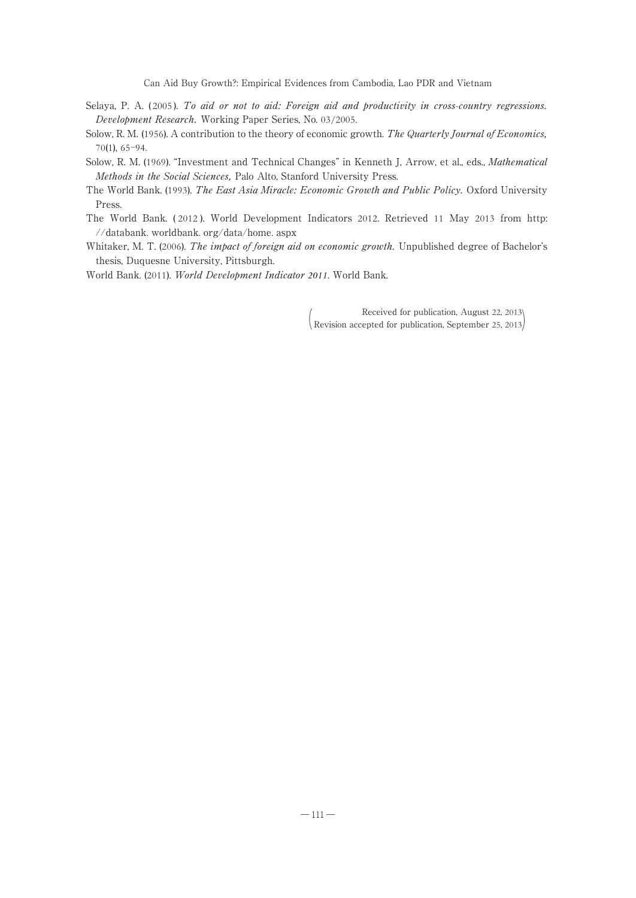Selaya, P. A. (2005). *To aid or not to aid: Foreign aid and productivity in cross-country regressions. Development Research.* Working Paper Series, No. 03/2005.

Solow, R. M. (1956). A contribution to the theory of economic growth. *The Quarterly Journal of Economics,* 70(1), 65-94.

Solow, R. M. (1969). "Investment and Technical Changes" in Kenneth J, Arrow, et al., eds., *Mathematical Methods in the Social Sciences,* Palo Alto, Stanford University Press.

The World Bank. (1993). *The East Asia Miracle: Economic Growth and Public Policy.* Oxford University Press.

The World Bank. (2012). World Development Indicators 2012. Retrieved 11 May 2013 from http://databank.worldbank.org/data/home.aspx

Whitaker, M. T. (2006). *The impact of foreign aid on economic growth.* Unpublished degree of Bachelor's thesis, Duquesne University, Pittsburgh.

World Bank. (2011). *World Development Indicator 2011.* World Bank.

(Received for publication, August 22, 2013
Revision accepted for publication, September 25, 2013)